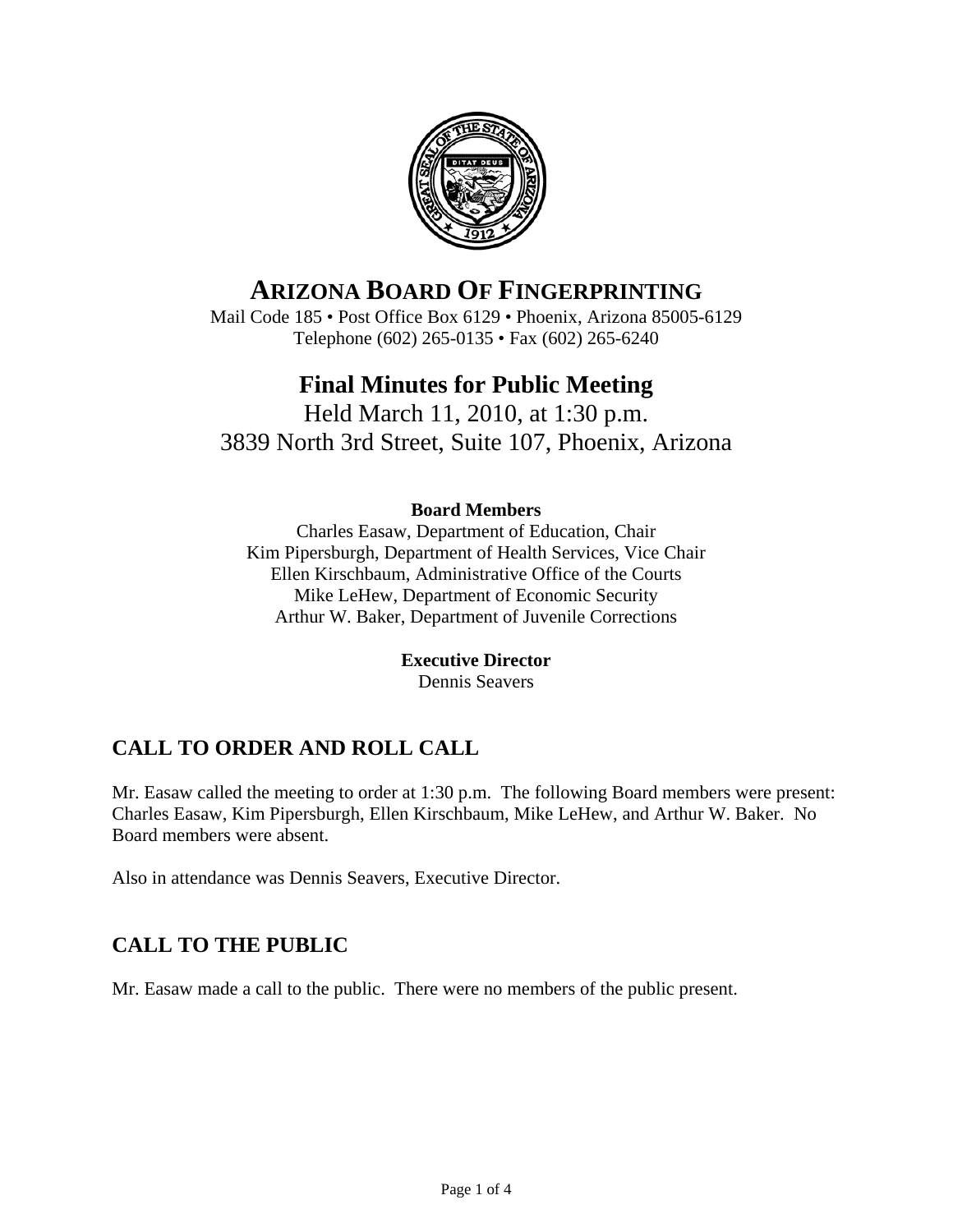# ARIZONA BOARD OF FINGERPRINTING

Mail Code 185 • Post Office Box 6129 • Phoenix, Arizona 85005-6129
Telephone (602) 265-0135 • Fax (602) 265-6240

# Final Minutes for Public Meeting

Held March 11, 2010, at 1:30 p.m.
3839 North 3rd Street, Suite 107, Phoenix, Arizona

**Board Members**

Charles Easaw, Department of Education, Chair
Kim Pipersburgh, Department of Health Services, Vice Chair
Ellen Kirschbaum, Administrative Office of the Courts
Mike LeHew, Department of Economic Security
Arthur W. Baker, Department of Juvenile Corrections

**Executive Director**

Dennis Seavers

## CALL TO ORDER AND ROLL CALL

Mr. Easaw called the meeting to order at 1:30 p.m. The following Board members were present: Charles Easaw, Kim Pipersburgh, Ellen Kirschbaum, Mike LeHew, and Arthur W. Baker. No Board members were absent.

Also in attendance was Dennis Seavers, Executive Director.

## CALL TO THE PUBLIC

Mr. Easaw made a call to the public. There were no members of the public present.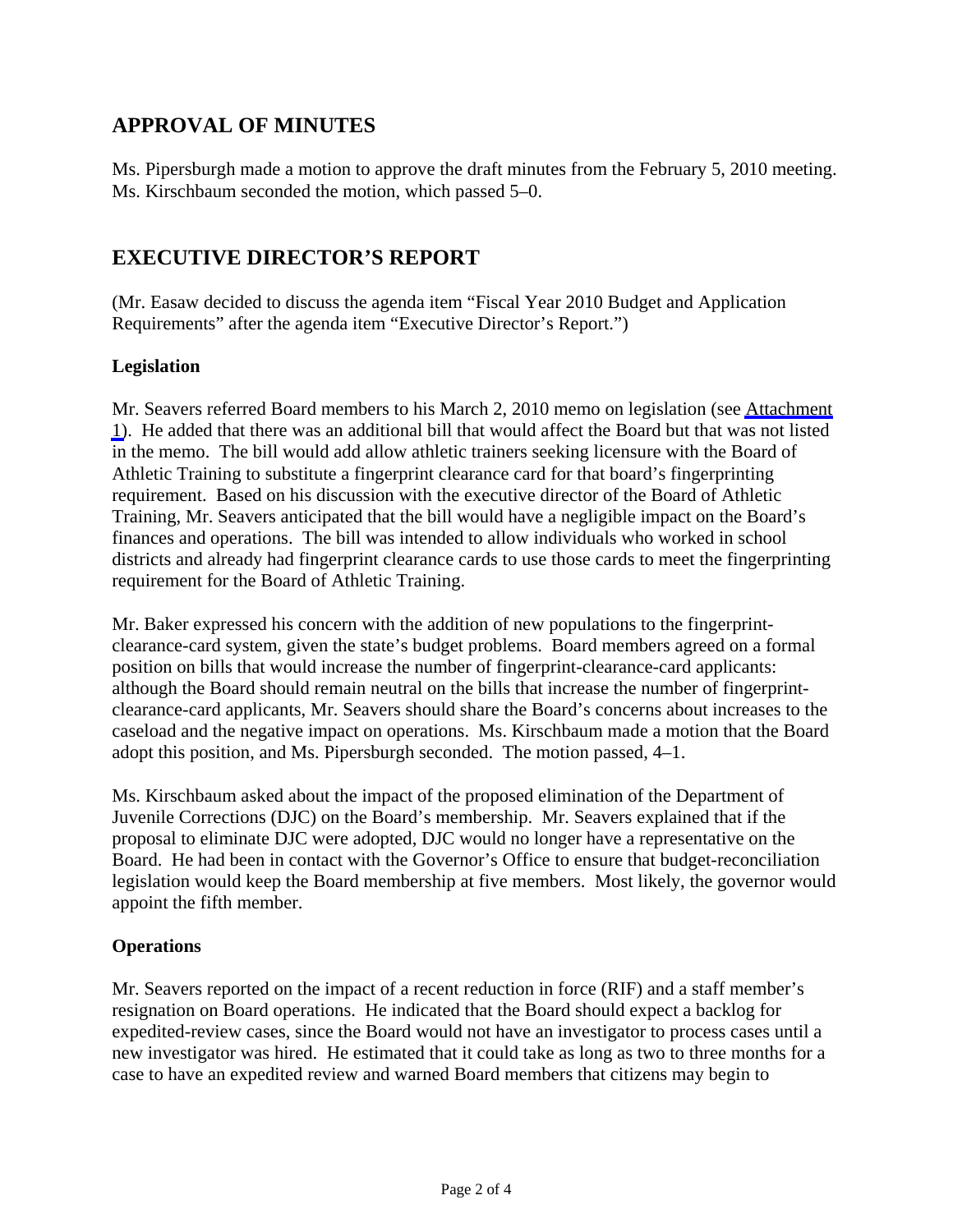## APPROVAL OF MINUTES

Ms. Pipersburgh made a motion to approve the draft minutes from the February 5, 2010 meeting. Ms. Kirschbaum seconded the motion, which passed 5–0.

## EXECUTIVE DIRECTOR'S REPORT

(Mr. Easaw decided to discuss the agenda item "Fiscal Year 2010 Budget and Application Requirements" after the agenda item "Executive Director's Report.")

### Legislation

Mr. Seavers referred Board members to his March 2, 2010 memo on legislation (see Attachment 1). He added that there was an additional bill that would affect the Board but that was not listed in the memo. The bill would add allow athletic trainers seeking licensure with the Board of Athletic Training to substitute a fingerprint clearance card for that board's fingerprinting requirement. Based on his discussion with the executive director of the Board of Athletic Training, Mr. Seavers anticipated that the bill would have a negligible impact on the Board's finances and operations. The bill was intended to allow individuals who worked in school districts and already had fingerprint clearance cards to use those cards to meet the fingerprinting requirement for the Board of Athletic Training.

Mr. Baker expressed his concern with the addition of new populations to the fingerprint-clearance-card system, given the state's budget problems. Board members agreed on a formal position on bills that would increase the number of fingerprint-clearance-card applicants: although the Board should remain neutral on the bills that increase the number of fingerprint-clearance-card applicants, Mr. Seavers should share the Board's concerns about increases to the caseload and the negative impact on operations. Ms. Kirschbaum made a motion that the Board adopt this position, and Ms. Pipersburgh seconded. The motion passed, 4–1.

Ms. Kirschbaum asked about the impact of the proposed elimination of the Department of Juvenile Corrections (DJC) on the Board's membership. Mr. Seavers explained that if the proposal to eliminate DJC were adopted, DJC would no longer have a representative on the Board. He had been in contact with the Governor's Office to ensure that budget-reconciliation legislation would keep the Board membership at five members. Most likely, the governor would appoint the fifth member.

### Operations

Mr. Seavers reported on the impact of a recent reduction in force (RIF) and a staff member's resignation on Board operations. He indicated that the Board should expect a backlog for expedited-review cases, since the Board would not have an investigator to process cases until a new investigator was hired. He estimated that it could take as long as two to three months for a case to have an expedited review and warned Board members that citizens may begin to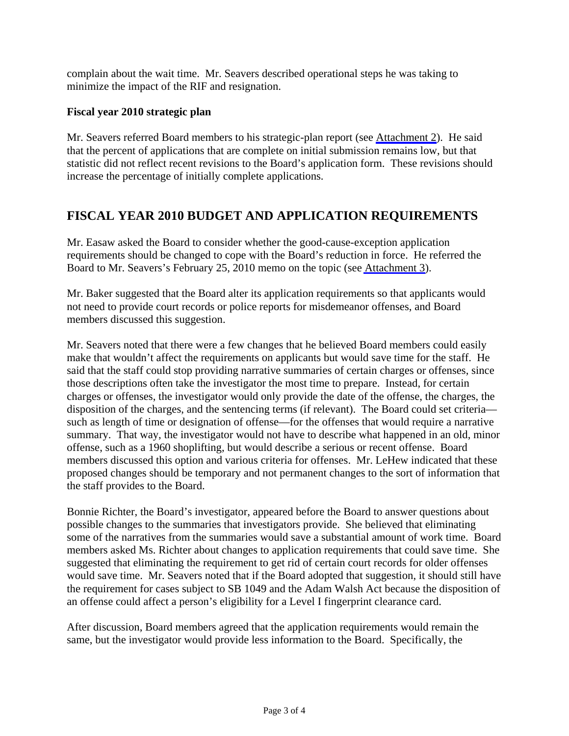complain about the wait time. Mr. Seavers described operational steps he was taking to minimize the impact of the RIF and resignation.

**Fiscal year 2010 strategic plan**

Mr. Seavers referred Board members to his strategic-plan report (see Attachment 2). He said that the percent of applications that are complete on initial submission remains low, but that statistic did not reflect recent revisions to the Board's application form. These revisions should increase the percentage of initially complete applications.

## FISCAL YEAR 2010 BUDGET AND APPLICATION REQUIREMENTS

Mr. Easaw asked the Board to consider whether the good-cause-exception application requirements should be changed to cope with the Board's reduction in force. He referred the Board to Mr. Seavers's February 25, 2010 memo on the topic (see Attachment 3).

Mr. Baker suggested that the Board alter its application requirements so that applicants would not need to provide court records or police reports for misdemeanor offenses, and Board members discussed this suggestion.

Mr. Seavers noted that there were a few changes that he believed Board members could easily make that wouldn't affect the requirements on applicants but would save time for the staff. He said that the staff could stop providing narrative summaries of certain charges or offenses, since those descriptions often take the investigator the most time to prepare. Instead, for certain charges or offenses, the investigator would only provide the date of the offense, the charges, the disposition of the charges, and the sentencing terms (if relevant). The Board could set criteria—such as length of time or designation of offense—for the offenses that would require a narrative summary. That way, the investigator would not have to describe what happened in an old, minor offense, such as a 1960 shoplifting, but would describe a serious or recent offense. Board members discussed this option and various criteria for offenses. Mr. LeHew indicated that these proposed changes should be temporary and not permanent changes to the sort of information that the staff provides to the Board.

Bonnie Richter, the Board's investigator, appeared before the Board to answer questions about possible changes to the summaries that investigators provide. She believed that eliminating some of the narratives from the summaries would save a substantial amount of work time. Board members asked Ms. Richter about changes to application requirements that could save time. She suggested that eliminating the requirement to get rid of certain court records for older offenses would save time. Mr. Seavers noted that if the Board adopted that suggestion, it should still have the requirement for cases subject to SB 1049 and the Adam Walsh Act because the disposition of an offense could affect a person's eligibility for a Level I fingerprint clearance card.

After discussion, Board members agreed that the application requirements would remain the same, but the investigator would provide less information to the Board. Specifically, the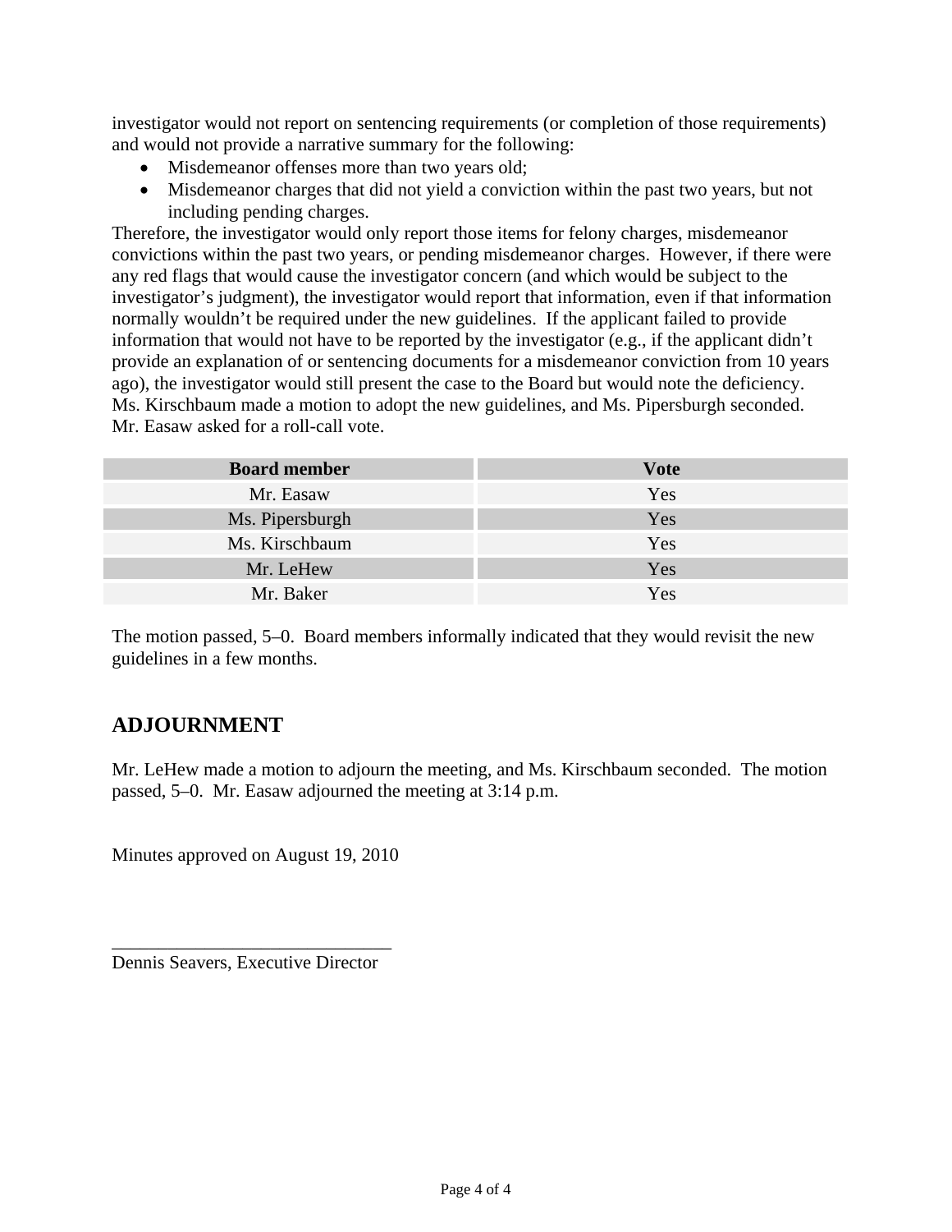investigator would not report on sentencing requirements (or completion of those requirements) and would not provide a narrative summary for the following:

- Misdemeanor offenses more than two years old;
- Misdemeanor charges that did not yield a conviction within the past two years, but not including pending charges.

Therefore, the investigator would only report those items for felony charges, misdemeanor convictions within the past two years, or pending misdemeanor charges. However, if there were any red flags that would cause the investigator concern (and which would be subject to the investigator's judgment), the investigator would report that information, even if that information normally wouldn't be required under the new guidelines. If the applicant failed to provide information that would not have to be reported by the investigator (e.g., if the applicant didn't provide an explanation of or sentencing documents for a misdemeanor conviction from 10 years ago), the investigator would still present the case to the Board but would note the deficiency. Ms. Kirschbaum made a motion to adopt the new guidelines, and Ms. Pipersburgh seconded. Mr. Easaw asked for a roll-call vote.

| Board member | Vote |
|---|---|
| Mr. Easaw | Yes |
| Ms. Pipersburgh | Yes |
| Ms. Kirschbaum | Yes |
| Mr. LeHew | Yes |
| Mr. Baker | Yes |

The motion passed, 5–0. Board members informally indicated that they would revisit the new guidelines in a few months.

## ADJOURNMENT

Mr. LeHew made a motion to adjourn the meeting, and Ms. Kirschbaum seconded. The motion passed, 5–0. Mr. Easaw adjourned the meeting at 3:14 p.m.

Minutes approved on August 19, 2010

______________________________
Dennis Seavers, Executive Director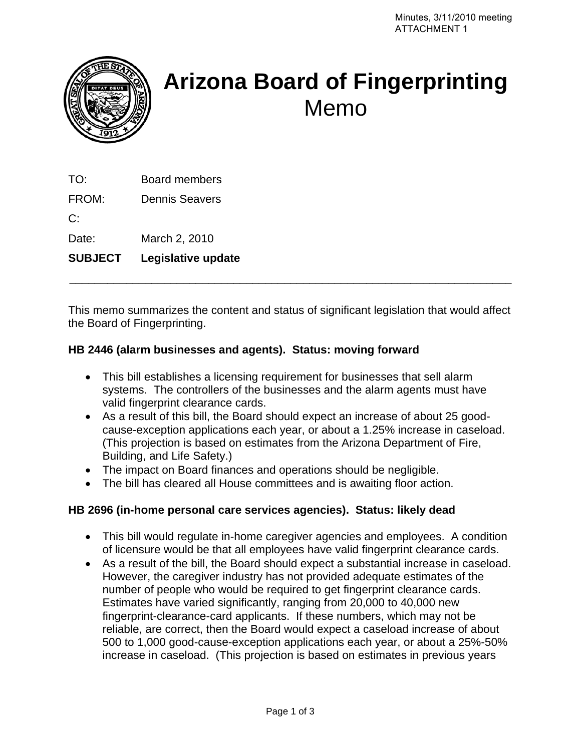Minutes, 3/11/2010 meeting
ATTACHMENT 1

# Arizona Board of Fingerprinting
## Memo

TO: Board members

FROM: Dennis Seavers

C:

Date: March 2, 2010

**SUBJECT Legislative update**

---

This memo summarizes the content and status of significant legislation that would affect the Board of Fingerprinting.

**HB 2446 (alarm businesses and agents). Status: moving forward**

- This bill establishes a licensing requirement for businesses that sell alarm systems. The controllers of the businesses and the alarm agents must have valid fingerprint clearance cards.
- As a result of this bill, the Board should expect an increase of about 25 good-cause-exception applications each year, or about a 1.25% increase in caseload. (This projection is based on estimates from the Arizona Department of Fire, Building, and Life Safety.)
- The impact on Board finances and operations should be negligible.
- The bill has cleared all House committees and is awaiting floor action.

**HB 2696 (in-home personal care services agencies). Status: likely dead**

- This bill would regulate in-home caregiver agencies and employees. A condition of licensure would be that all employees have valid fingerprint clearance cards.
- As a result of the bill, the Board should expect a substantial increase in caseload. However, the caregiver industry has not provided adequate estimates of the number of people who would be required to get fingerprint clearance cards. Estimates have varied significantly, ranging from 20,000 to 40,000 new fingerprint-clearance-card applicants. If these numbers, which may not be reliable, are correct, then the Board would expect a caseload increase of about 500 to 1,000 good-cause-exception applications each year, or about a 25%-50% increase in caseload. (This projection is based on estimates in previous years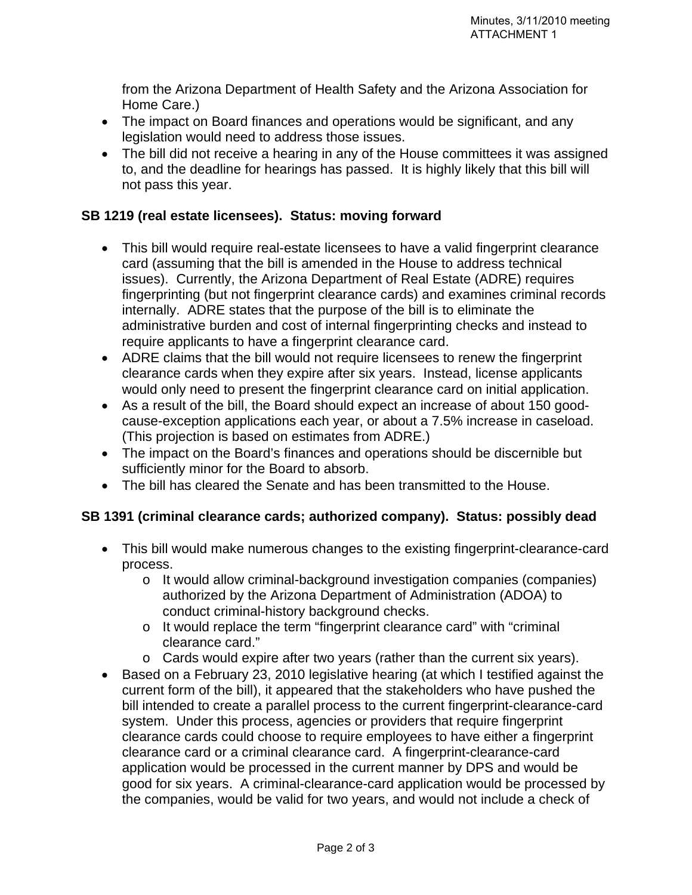from the Arizona Department of Health Safety and the Arizona Association for Home Care.)

- The impact on Board finances and operations would be significant, and any legislation would need to address those issues.
- The bill did not receive a hearing in any of the House committees it was assigned to, and the deadline for hearings has passed. It is highly likely that this bill will not pass this year.

**SB 1219 (real estate licensees). Status: moving forward**

- This bill would require real-estate licensees to have a valid fingerprint clearance card (assuming that the bill is amended in the House to address technical issues). Currently, the Arizona Department of Real Estate (ADRE) requires fingerprinting (but not fingerprint clearance cards) and examines criminal records internally. ADRE states that the purpose of the bill is to eliminate the administrative burden and cost of internal fingerprinting checks and instead to require applicants to have a fingerprint clearance card.
- ADRE claims that the bill would not require licensees to renew the fingerprint clearance cards when they expire after six years. Instead, license applicants would only need to present the fingerprint clearance card on initial application.
- As a result of the bill, the Board should expect an increase of about 150 good-cause-exception applications each year, or about a 7.5% increase in caseload. (This projection is based on estimates from ADRE.)
- The impact on the Board's finances and operations should be discernible but sufficiently minor for the Board to absorb.
- The bill has cleared the Senate and has been transmitted to the House.

**SB 1391 (criminal clearance cards; authorized company). Status: possibly dead**

- This bill would make numerous changes to the existing fingerprint-clearance-card process.
  - It would allow criminal-background investigation companies (companies) authorized by the Arizona Department of Administration (ADOA) to conduct criminal-history background checks.
  - It would replace the term "fingerprint clearance card" with "criminal clearance card."
  - Cards would expire after two years (rather than the current six years).
- Based on a February 23, 2010 legislative hearing (at which I testified against the current form of the bill), it appeared that the stakeholders who have pushed the bill intended to create a parallel process to the current fingerprint-clearance-card system. Under this process, agencies or providers that require fingerprint clearance cards could choose to require employees to have either a fingerprint clearance card or a criminal clearance card. A fingerprint-clearance-card application would be processed in the current manner by DPS and would be good for six years. A criminal-clearance-card application would be processed by the companies, would be valid for two years, and would not include a check of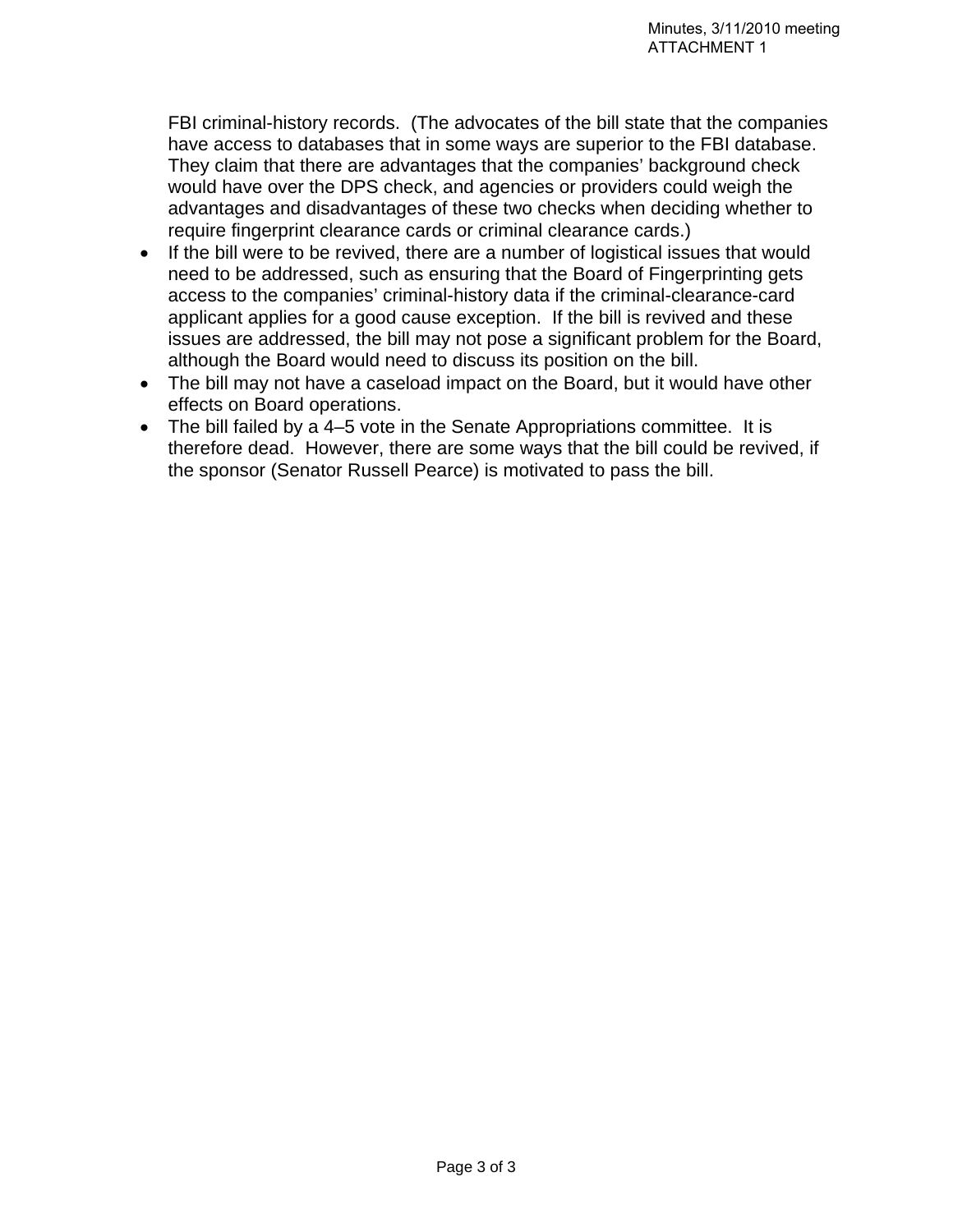FBI criminal-history records. (The advocates of the bill state that the companies have access to databases that in some ways are superior to the FBI database. They claim that there are advantages that the companies' background check would have over the DPS check, and agencies or providers could weigh the advantages and disadvantages of these two checks when deciding whether to require fingerprint clearance cards or criminal clearance cards.)

- If the bill were to be revived, there are a number of logistical issues that would need to be addressed, such as ensuring that the Board of Fingerprinting gets access to the companies' criminal-history data if the criminal-clearance-card applicant applies for a good cause exception. If the bill is revived and these issues are addressed, the bill may not pose a significant problem for the Board, although the Board would need to discuss its position on the bill.
- The bill may not have a caseload impact on the Board, but it would have other effects on Board operations.
- The bill failed by a 4–5 vote in the Senate Appropriations committee. It is therefore dead. However, there are some ways that the bill could be revived, if the sponsor (Senator Russell Pearce) is motivated to pass the bill.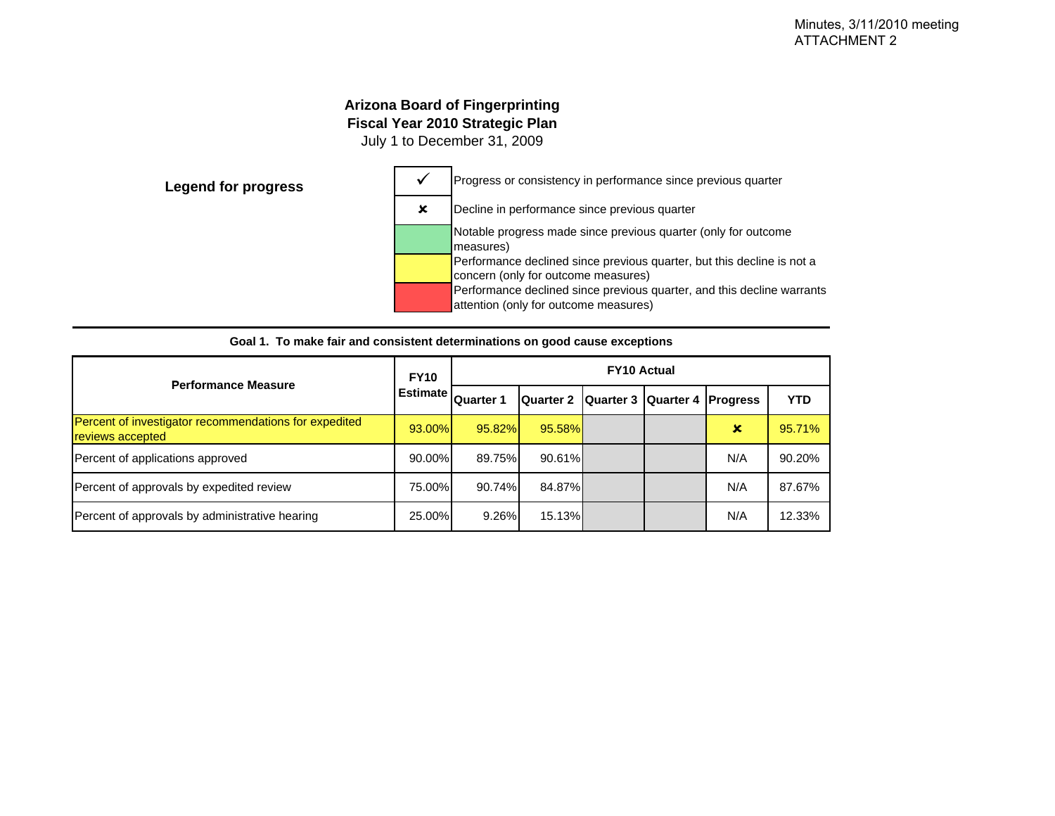Minutes, 3/11/2010 meeting
ATTACHMENT 2

**Arizona Board of Fingerprinting**
**Fiscal Year 2010 Strategic Plan**
July 1 to December 31, 2009

**Legend for progress**

| Symbol | Meaning |
|---|---|
| ✓ | Progress or consistency in performance since previous quarter |
| ✘ | Decline in performance since previous quarter |
| (green) | Notable progress made since previous quarter (only for outcome measures) |
| (yellow) | Performance declined since previous quarter, but this decline is not a concern (only for outcome measures) |
| (red) | Performance declined since previous quarter, and this decline warrants attention (only for outcome measures) |

**Goal 1. To make fair and consistent determinations on good cause exceptions**

| Performance Measure | FY10 Estimate | FY10 Actual | | | | | |
|---|---|---|---|---|---|---|---|
| | | Quarter 1 | Quarter 2 | Quarter 3 | Quarter 4 | Progress | YTD |
| Percent of investigator recommendations for expedited reviews accepted | 93.00% | 95.82% | 95.58% | | | ✘ | 95.71% |
| Percent of applications approved | 90.00% | 89.75% | 90.61% | | | N/A | 90.20% |
| Percent of approvals by expedited review | 75.00% | 90.74% | 84.87% | | | N/A | 87.67% |
| Percent of approvals by administrative hearing | 25.00% | 9.26% | 15.13% | | | N/A | 12.33% |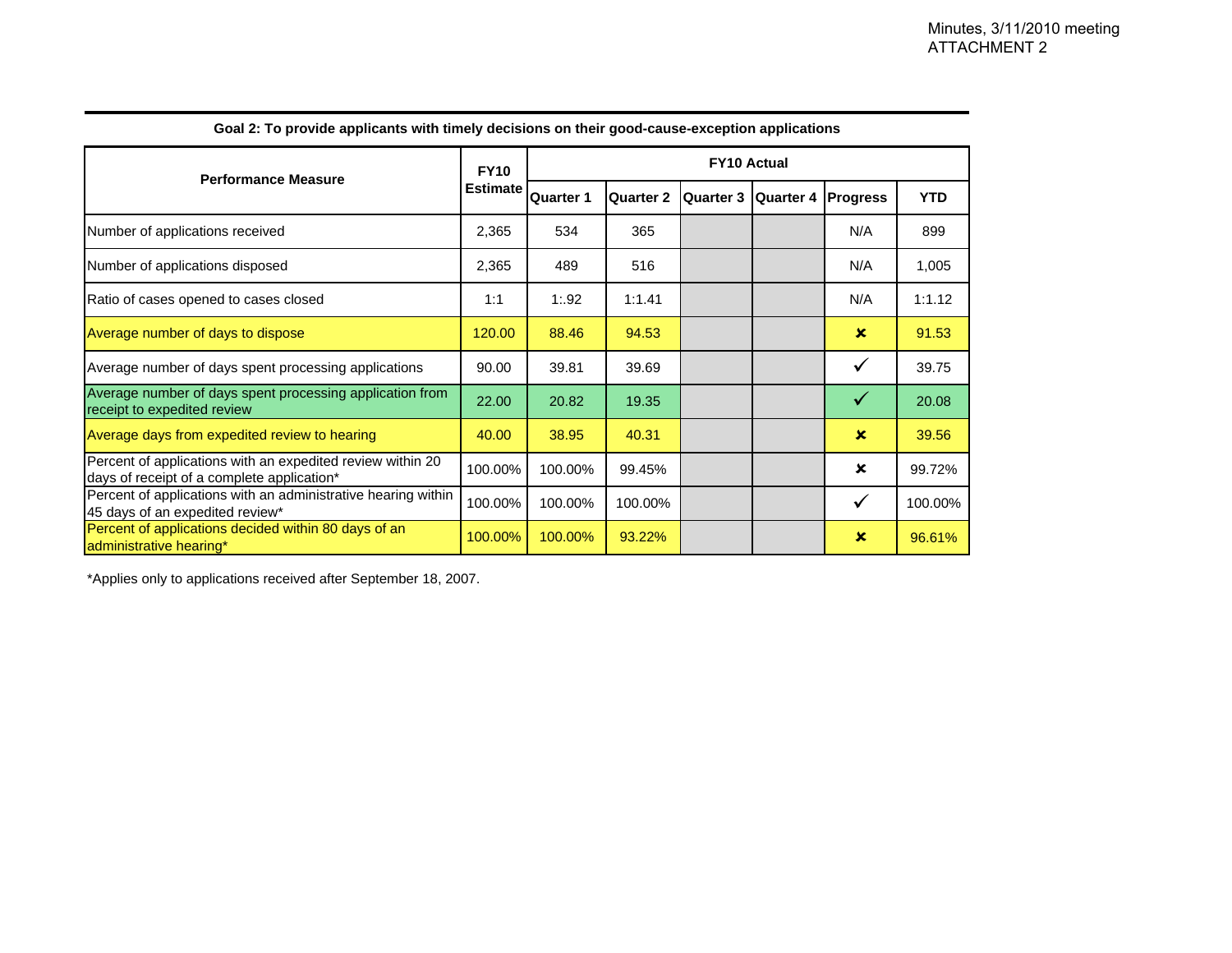Minutes, 3/11/2010 meeting
ATTACHMENT 2

**Goal 2: To provide applicants with timely decisions on their good-cause-exception applications**

| Performance Measure | FY10 Estimate | FY10 Actual | | | | | |
|---|---|---|---|---|---|---|---|
| | | Quarter 1 | Quarter 2 | Quarter 3 | Quarter 4 | Progress | YTD |
| Number of applications received | 2,365 | 534 | 365 | | | N/A | 899 |
| Number of applications disposed | 2,365 | 489 | 516 | | | N/A | 1,005 |
| Ratio of cases opened to cases closed | 1:1 | 1:.92 | 1:1.41 | | | N/A | 1:1.12 |
| Average number of days to dispose | 120.00 | 88.46 | 94.53 | | | ✘ | 91.53 |
| Average number of days spent processing applications | 90.00 | 39.81 | 39.69 | | | ✓ | 39.75 |
| Average number of days spent processing application from receipt to expedited review | 22.00 | 20.82 | 19.35 | | | ✓ | 20.08 |
| Average days from expedited review to hearing | 40.00 | 38.95 | 40.31 | | | ✘ | 39.56 |
| Percent of applications with an expedited review within 20 days of receipt of a complete application* | 100.00% | 100.00% | 99.45% | | | ✘ | 99.72% |
| Percent of applications with an administrative hearing within 45 days of an expedited review* | 100.00% | 100.00% | 100.00% | | | ✓ | 100.00% |
| Percent of applications decided within 80 days of an administrative hearing* | 100.00% | 100.00% | 93.22% | | | ✘ | 96.61% |

*Applies only to applications received after September 18, 2007.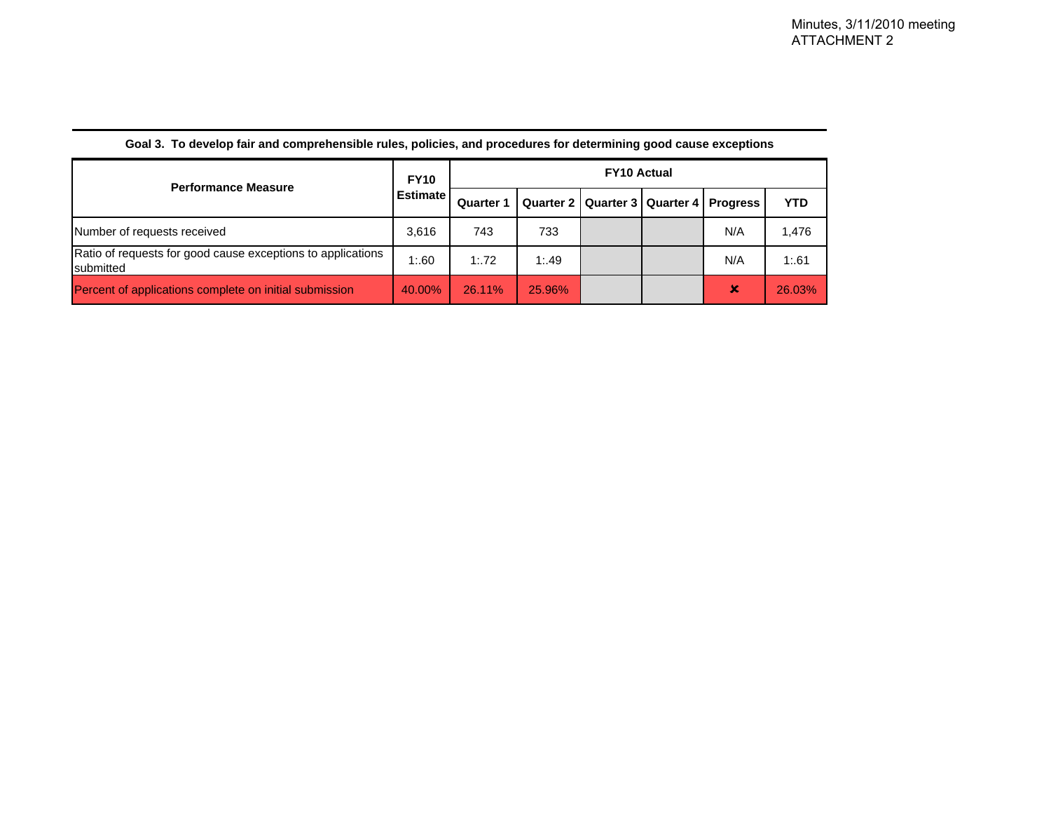Minutes, 3/11/2010 meeting
ATTACHMENT 2

**Goal 3. To develop fair and comprehensible rules, policies, and procedures for determining good cause exceptions**

| Performance Measure | FY10 Estimate | FY10 Actual | | | | | |
|---|---|---|---|---|---|---|---|
| | | Quarter 1 | Quarter 2 | Quarter 3 | Quarter 4 | Progress | YTD |
| Number of requests received | 3,616 | 743 | 733 | | | N/A | 1,476 |
| Ratio of requests for good cause exceptions to applications submitted | 1:.60 | 1:.72 | 1:.49 | | | N/A | 1:.61 |
| Percent of applications complete on initial submission | 40.00% | 26.11% | 25.96% | | | ✘ | 26.03% |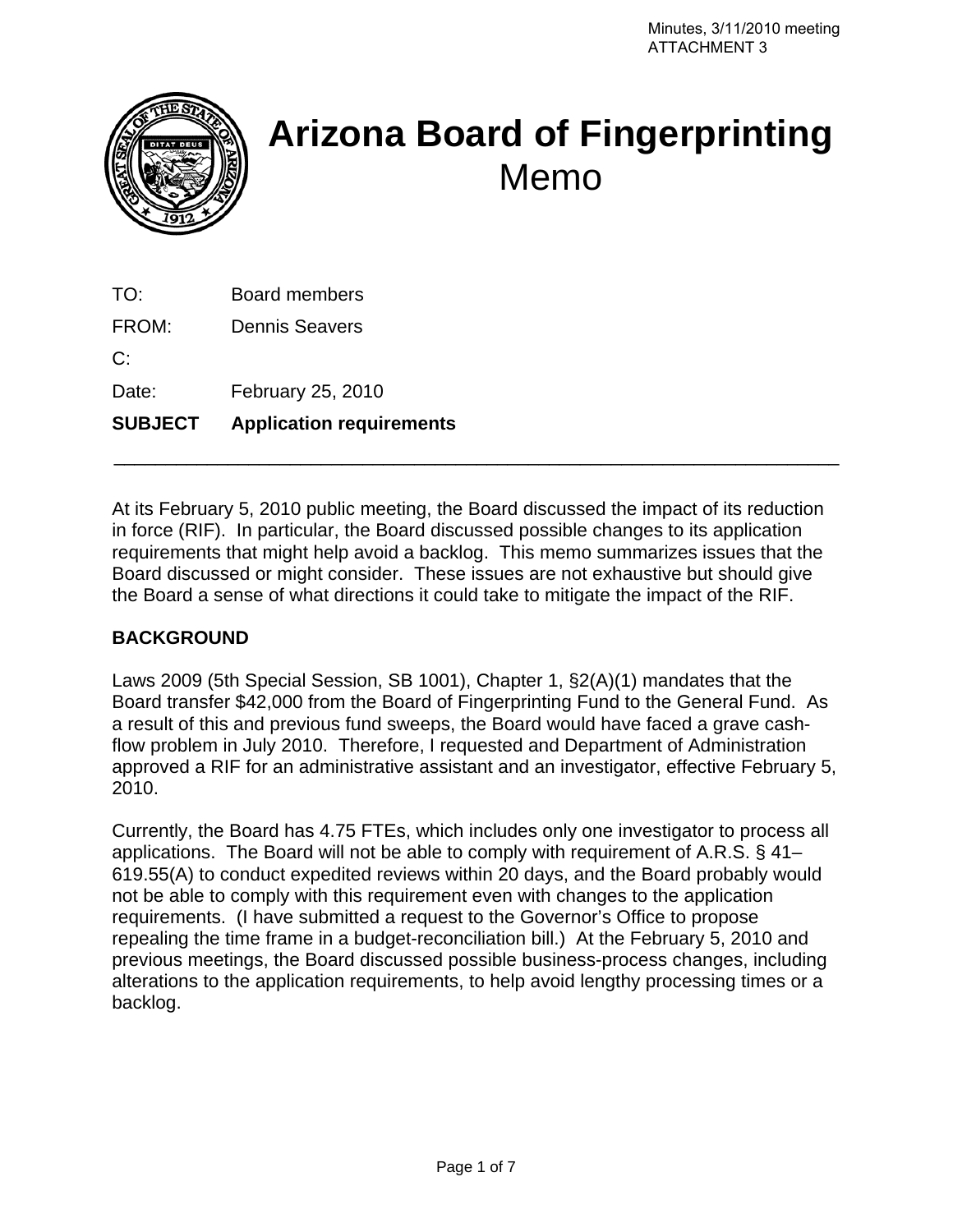Minutes, 3/11/2010 meeting
ATTACHMENT 3

# Arizona Board of Fingerprinting
## Memo

TO: Board members

FROM: Dennis Seavers

C:

Date: February 25, 2010

**SUBJECT** **Application requirements**

---

At its February 5, 2010 public meeting, the Board discussed the impact of its reduction in force (RIF). In particular, the Board discussed possible changes to its application requirements that might help avoid a backlog. This memo summarizes issues that the Board discussed or might consider. These issues are not exhaustive but should give the Board a sense of what directions it could take to mitigate the impact of the RIF.

**BACKGROUND**

Laws 2009 (5th Special Session, SB 1001), Chapter 1, §2(A)(1) mandates that the Board transfer $42,000 from the Board of Fingerprinting Fund to the General Fund. As a result of this and previous fund sweeps, the Board would have faced a grave cash-flow problem in July 2010. Therefore, I requested and Department of Administration approved a RIF for an administrative assistant and an investigator, effective February 5, 2010.

Currently, the Board has 4.75 FTEs, which includes only one investigator to process all applications. The Board will not be able to comply with requirement of A.R.S. § 41–619.55(A) to conduct expedited reviews within 20 days, and the Board probably would not be able to comply with this requirement even with changes to the application requirements. (I have submitted a request to the Governor's Office to propose repealing the time frame in a budget-reconciliation bill.) At the February 5, 2010 and previous meetings, the Board discussed possible business-process changes, including alterations to the application requirements, to help avoid lengthy processing times or a backlog.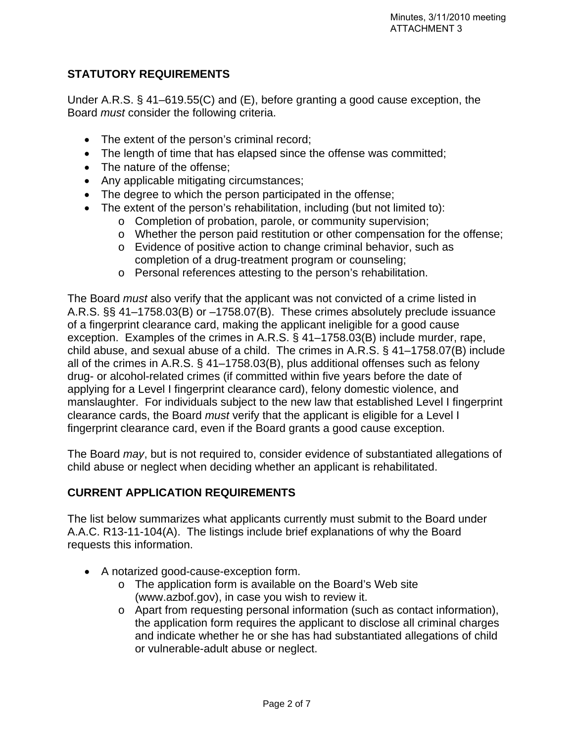## STATUTORY REQUIREMENTS

Under A.R.S. § 41–619.55(C) and (E), before granting a good cause exception, the Board *must* consider the following criteria.

- The extent of the person's criminal record;
- The length of time that has elapsed since the offense was committed;
- The nature of the offense;
- Any applicable mitigating circumstances;
- The degree to which the person participated in the offense;
- The extent of the person's rehabilitation, including (but not limited to):
  - Completion of probation, parole, or community supervision;
  - Whether the person paid restitution or other compensation for the offense;
  - Evidence of positive action to change criminal behavior, such as completion of a drug-treatment program or counseling;
  - Personal references attesting to the person's rehabilitation.

The Board *must* also verify that the applicant was not convicted of a crime listed in A.R.S. §§ 41–1758.03(B) or –1758.07(B). These crimes absolutely preclude issuance of a fingerprint clearance card, making the applicant ineligible for a good cause exception. Examples of the crimes in A.R.S. § 41–1758.03(B) include murder, rape, child abuse, and sexual abuse of a child. The crimes in A.R.S. § 41–1758.07(B) include all of the crimes in A.R.S. § 41–1758.03(B), plus additional offenses such as felony drug- or alcohol-related crimes (if committed within five years before the date of applying for a Level I fingerprint clearance card), felony domestic violence, and manslaughter. For individuals subject to the new law that established Level I fingerprint clearance cards, the Board *must* verify that the applicant is eligible for a Level I fingerprint clearance card, even if the Board grants a good cause exception.

The Board *may*, but is not required to, consider evidence of substantiated allegations of child abuse or neglect when deciding whether an applicant is rehabilitated.

## CURRENT APPLICATION REQUIREMENTS

The list below summarizes what applicants currently must submit to the Board under A.A.C. R13-11-104(A). The listings include brief explanations of why the Board requests this information.

- A notarized good-cause-exception form.
  - The application form is available on the Board's Web site (www.azbof.gov), in case you wish to review it.
  - Apart from requesting personal information (such as contact information), the application form requires the applicant to disclose all criminal charges and indicate whether he or she has had substantiated allegations of child or vulnerable-adult abuse or neglect.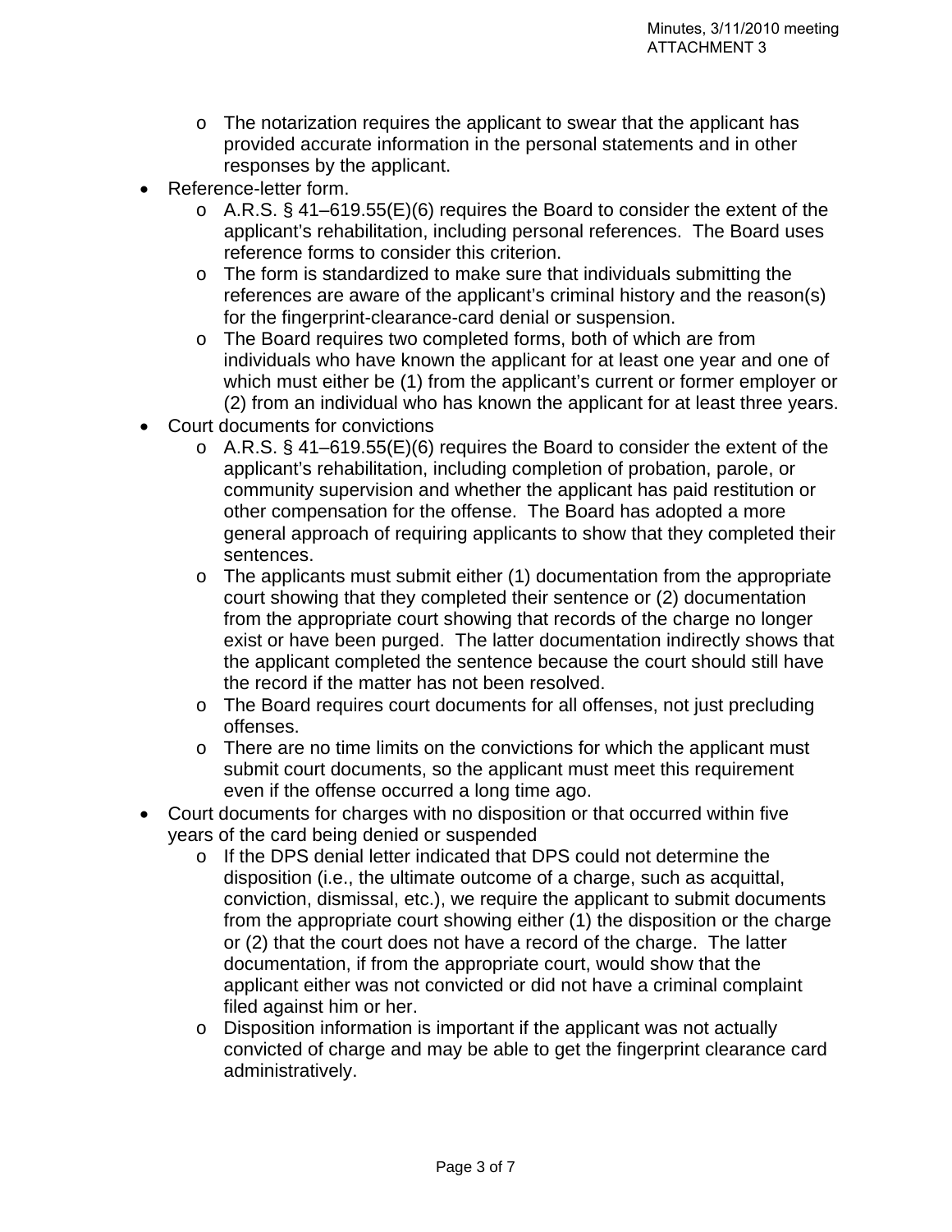- The notarization requires the applicant to swear that the applicant has provided accurate information in the personal statements and in other responses by the applicant.

- Reference-letter form.
  - A.R.S. § 41–619.55(E)(6) requires the Board to consider the extent of the applicant's rehabilitation, including personal references. The Board uses reference forms to consider this criterion.
  - The form is standardized to make sure that individuals submitting the references are aware of the applicant's criminal history and the reason(s) for the fingerprint-clearance-card denial or suspension.
  - The Board requires two completed forms, both of which are from individuals who have known the applicant for at least one year and one of which must either be (1) from the applicant's current or former employer or (2) from an individual who has known the applicant for at least three years.
- Court documents for convictions
  - A.R.S. § 41–619.55(E)(6) requires the Board to consider the extent of the applicant's rehabilitation, including completion of probation, parole, or community supervision and whether the applicant has paid restitution or other compensation for the offense. The Board has adopted a more general approach of requiring applicants to show that they completed their sentences.
  - The applicants must submit either (1) documentation from the appropriate court showing that they completed their sentence or (2) documentation from the appropriate court showing that records of the charge no longer exist or have been purged. The latter documentation indirectly shows that the applicant completed the sentence because the court should still have the record if the matter has not been resolved.
  - The Board requires court documents for all offenses, not just precluding offenses.
  - There are no time limits on the convictions for which the applicant must submit court documents, so the applicant must meet this requirement even if the offense occurred a long time ago.
- Court documents for charges with no disposition or that occurred within five years of the card being denied or suspended
  - If the DPS denial letter indicated that DPS could not determine the disposition (i.e., the ultimate outcome of a charge, such as acquittal, conviction, dismissal, etc.), we require the applicant to submit documents from the appropriate court showing either (1) the disposition or the charge or (2) that the court does not have a record of the charge. The latter documentation, if from the appropriate court, would show that the applicant either was not convicted or did not have a criminal complaint filed against him or her.
  - Disposition information is important if the applicant was not actually convicted of charge and may be able to get the fingerprint clearance card administratively.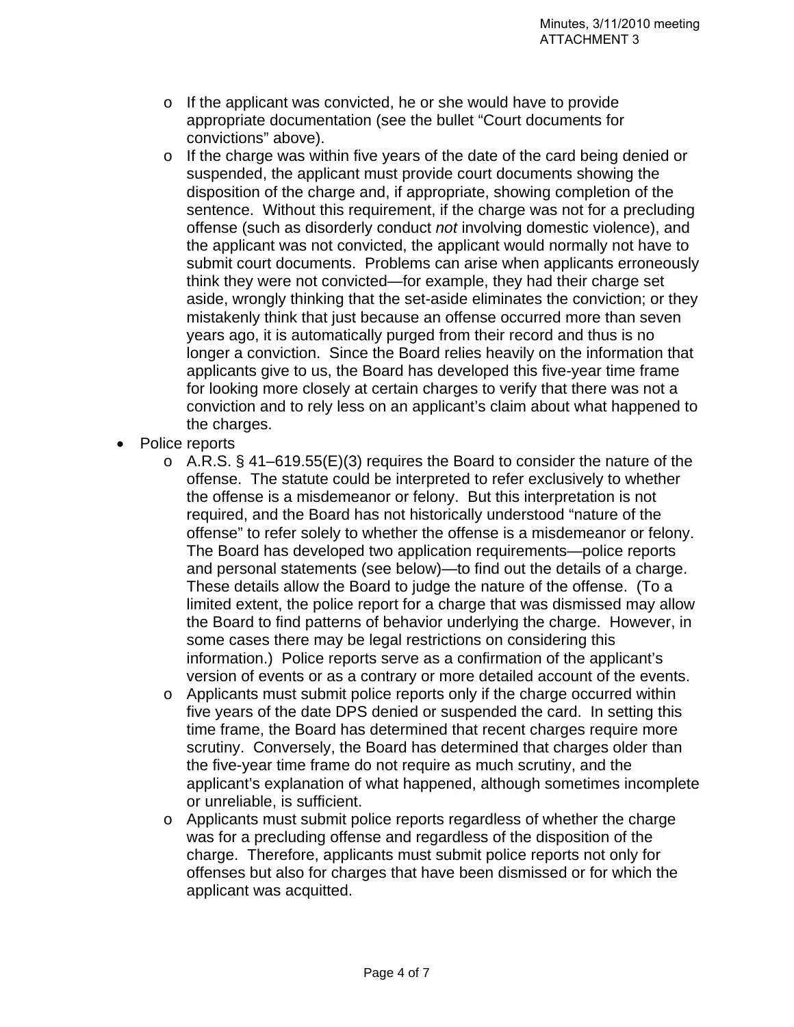- If the applicant was convicted, he or she would have to provide appropriate documentation (see the bullet "Court documents for convictions" above).
  - If the charge was within five years of the date of the card being denied or suspended, the applicant must provide court documents showing the disposition of the charge and, if appropriate, showing completion of the sentence. Without this requirement, if the charge was not for a precluding offense (such as disorderly conduct *not* involving domestic violence), and the applicant was not convicted, the applicant would normally not have to submit court documents. Problems can arise when applicants erroneously think they were not convicted—for example, they had their charge set aside, wrongly thinking that the set-aside eliminates the conviction; or they mistakenly think that just because an offense occurred more than seven years ago, it is automatically purged from their record and thus is no longer a conviction. Since the Board relies heavily on the information that applicants give to us, the Board has developed this five-year time frame for looking more closely at certain charges to verify that there was not a conviction and to rely less on an applicant's claim about what happened to the charges.
- Police reports
  - A.R.S. § 41–619.55(E)(3) requires the Board to consider the nature of the offense. The statute could be interpreted to refer exclusively to whether the offense is a misdemeanor or felony. But this interpretation is not required, and the Board has not historically understood "nature of the offense" to refer solely to whether the offense is a misdemeanor or felony. The Board has developed two application requirements—police reports and personal statements (see below)—to find out the details of a charge. These details allow the Board to judge the nature of the offense. (To a limited extent, the police report for a charge that was dismissed may allow the Board to find patterns of behavior underlying the charge. However, in some cases there may be legal restrictions on considering this information.) Police reports serve as a confirmation of the applicant's version of events or as a contrary or more detailed account of the events.
  - Applicants must submit police reports only if the charge occurred within five years of the date DPS denied or suspended the card. In setting this time frame, the Board has determined that recent charges require more scrutiny. Conversely, the Board has determined that charges older than the five-year time frame do not require as much scrutiny, and the applicant's explanation of what happened, although sometimes incomplete or unreliable, is sufficient.
  - Applicants must submit police reports regardless of whether the charge was for a precluding offense and regardless of the disposition of the charge. Therefore, applicants must submit police reports not only for offenses but also for charges that have been dismissed or for which the applicant was acquitted.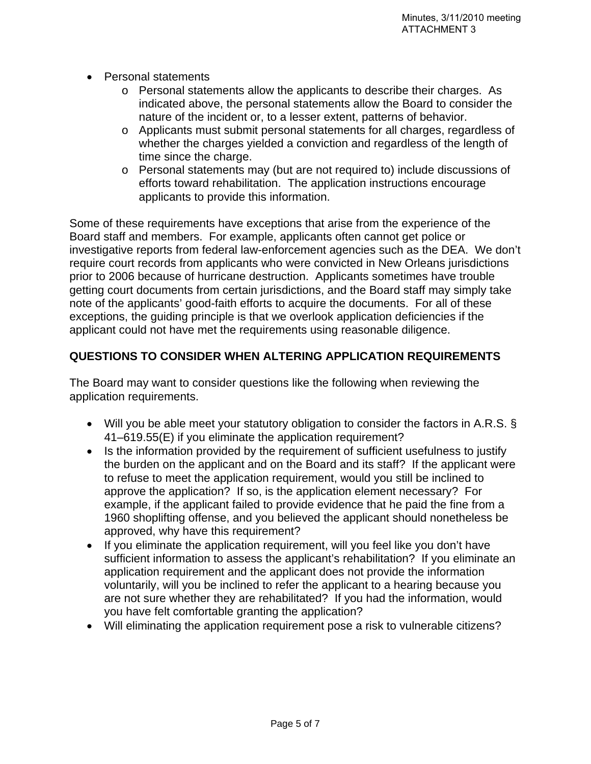- Personal statements
  - Personal statements allow the applicants to describe their charges. As indicated above, the personal statements allow the Board to consider the nature of the incident or, to a lesser extent, patterns of behavior.
  - Applicants must submit personal statements for all charges, regardless of whether the charges yielded a conviction and regardless of the length of time since the charge.
  - Personal statements may (but are not required to) include discussions of efforts toward rehabilitation. The application instructions encourage applicants to provide this information.

Some of these requirements have exceptions that arise from the experience of the Board staff and members. For example, applicants often cannot get police or investigative reports from federal law-enforcement agencies such as the DEA. We don't require court records from applicants who were convicted in New Orleans jurisdictions prior to 2006 because of hurricane destruction. Applicants sometimes have trouble getting court documents from certain jurisdictions, and the Board staff may simply take note of the applicants' good-faith efforts to acquire the documents. For all of these exceptions, the guiding principle is that we overlook application deficiencies if the applicant could not have met the requirements using reasonable diligence.

## QUESTIONS TO CONSIDER WHEN ALTERING APPLICATION REQUIREMENTS

The Board may want to consider questions like the following when reviewing the application requirements.

- Will you be able meet your statutory obligation to consider the factors in A.R.S. § 41–619.55(E) if you eliminate the application requirement?
- Is the information provided by the requirement of sufficient usefulness to justify the burden on the applicant and on the Board and its staff? If the applicant were to refuse to meet the application requirement, would you still be inclined to approve the application? If so, is the application element necessary? For example, if the applicant failed to provide evidence that he paid the fine from a 1960 shoplifting offense, and you believed the applicant should nonetheless be approved, why have this requirement?
- If you eliminate the application requirement, will you feel like you don't have sufficient information to assess the applicant's rehabilitation? If you eliminate an application requirement and the applicant does not provide the information voluntarily, will you be inclined to refer the applicant to a hearing because you are not sure whether they are rehabilitated? If you had the information, would you have felt comfortable granting the application?
- Will eliminating the application requirement pose a risk to vulnerable citizens?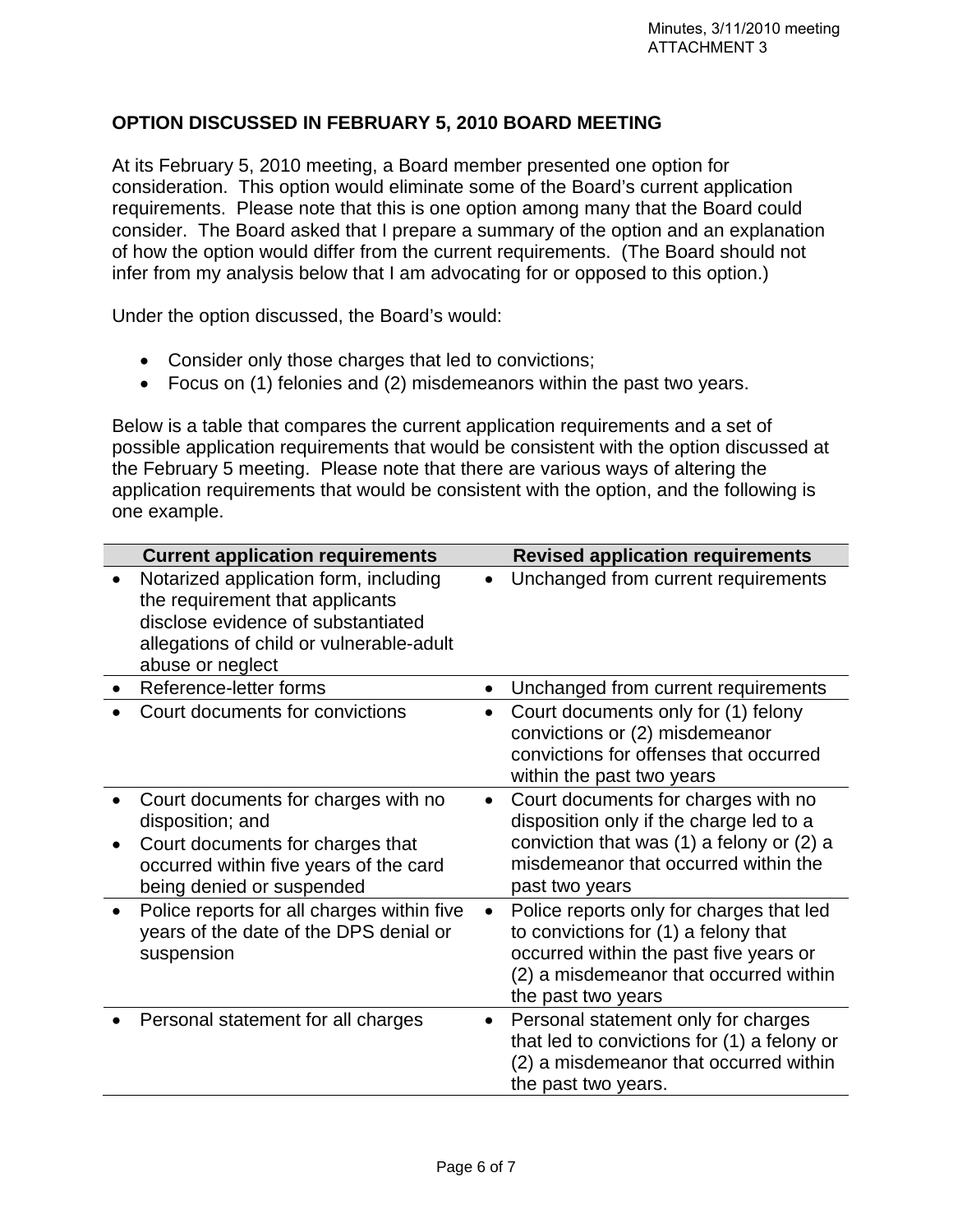Minutes, 3/11/2010 meeting
ATTACHMENT 3

## OPTION DISCUSSED IN FEBRUARY 5, 2010 BOARD MEETING

At its February 5, 2010 meeting, a Board member presented one option for consideration. This option would eliminate some of the Board's current application requirements. Please note that this is one option among many that the Board could consider. The Board asked that I prepare a summary of the option and an explanation of how the option would differ from the current requirements. (The Board should not infer from my analysis below that I am advocating for or opposed to this option.)

Under the option discussed, the Board's would:

- Consider only those charges that led to convictions;
- Focus on (1) felonies and (2) misdemeanors within the past two years.

Below is a table that compares the current application requirements and a set of possible application requirements that would be consistent with the option discussed at the February 5 meeting. Please note that there are various ways of altering the application requirements that would be consistent with the option, and the following is one example.

| Current application requirements | Revised application requirements |
|---|---|
| • Notarized application form, including the requirement that applicants disclose evidence of substantiated allegations of child or vulnerable-adult abuse or neglect | • Unchanged from current requirements |
| • Reference-letter forms | • Unchanged from current requirements |
| • Court documents for convictions | • Court documents only for (1) felony convictions or (2) misdemeanor convictions for offenses that occurred within the past two years |
| • Court documents for charges with no disposition; and<br>• Court documents for charges that occurred within five years of the card being denied or suspended | • Court documents for charges with no disposition only if the charge led to a conviction that was (1) a felony or (2) a misdemeanor that occurred within the past two years |
| • Police reports for all charges within five years of the date of the DPS denial or suspension | • Police reports only for charges that led to convictions for (1) a felony that occurred within the past five years or (2) a misdemeanor that occurred within the past two years |
| • Personal statement for all charges | • Personal statement only for charges that led to convictions for (1) a felony or (2) a misdemeanor that occurred within the past two years. |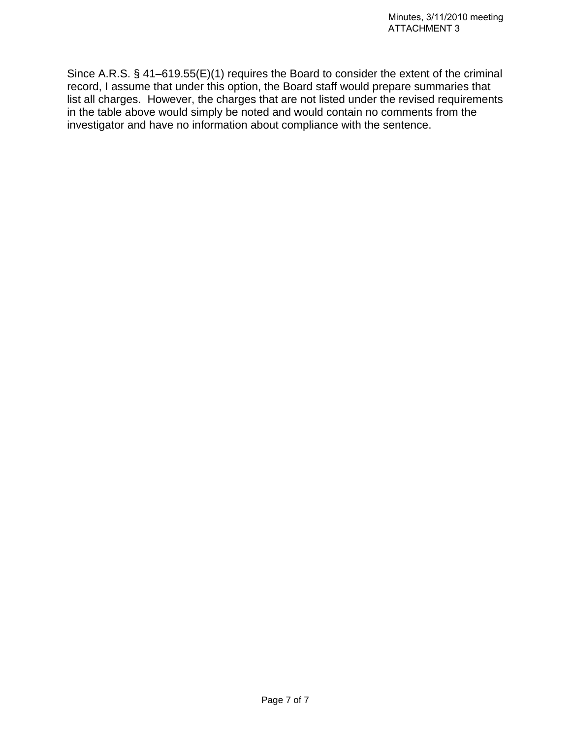Since A.R.S. § 41–619.55(E)(1) requires the Board to consider the extent of the criminal record, I assume that under this option, the Board staff would prepare summaries that list all charges. However, the charges that are not listed under the revised requirements in the table above would simply be noted and would contain no comments from the investigator and have no information about compliance with the sentence.